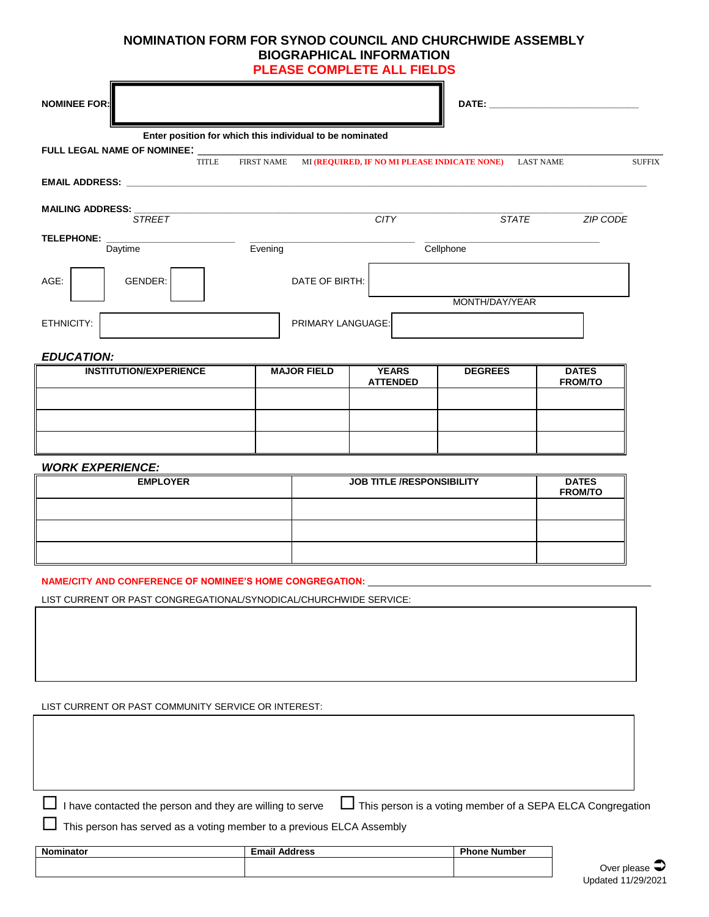# NOMINATION FORM FOR SYNOD COUNCIL AND CHURCHWIDE ASSEMBLY
## BIOGRAPHICAL INFORMATION
## PLEASE COMPLETE ALL FIELDS

**NOMINEE FOR:** ______________________________ **DATE:** ______________________________

**Enter position for which this individual to be nominated**

**FULL LEGAL NAME OF NOMINEE:** ______________________________________________________________

TITLE FIRST NAME MI (**REQUIRED, IF NO MI PLEASE INDICATE NONE**) LAST NAME SUFFIX

**EMAIL ADDRESS:** ______________________________________________________________

**MAILING ADDRESS:** ______________________________________________________________

*STREET* *CITY* *STATE* *ZIP CODE*

**TELEPHONE:** ____________________ ____________________ ____________________

Daytime Evening Cellphone

AGE: ______ GENDER: ______ DATE OF BIRTH: ______________________

MONTH/DAY/YEAR

ETHNICITY: ______________________ PRIMARY LANGUAGE: ______________________

### *EDUCATION:*

| INSTITUTION/EXPERIENCE | MAJOR FIELD | YEARS ATTENDED | DEGREES | DATES FROM/TO |
|---|---|---|---|---|
| | | | | |
| | | | | |
| | | | | |

### *WORK EXPERIENCE:*

| EMPLOYER | JOB TITLE /RESPONSIBILITY | DATES FROM/TO |
|---|---|---|
| | | |
| | | |
| | | |

**NAME/CITY AND CONFERENCE OF NOMINEE'S HOME CONGREGATION:** ______________________________________________

LIST CURRENT OR PAST CONGREGATIONAL/SYNODICAL/CHURCHWIDE SERVICE:

LIST CURRENT OR PAST COMMUNITY SERVICE OR INTEREST:

☐ I have contacted the person and they are willing to serve ☐ This person is a voting member of a SEPA ELCA Congregation

☐ This person has served as a voting member to a previous ELCA Assembly

| Nominator | Email Address | Phone Number |
|---|---|---|
| | | |

Over please ➲

Updated 11/29/2021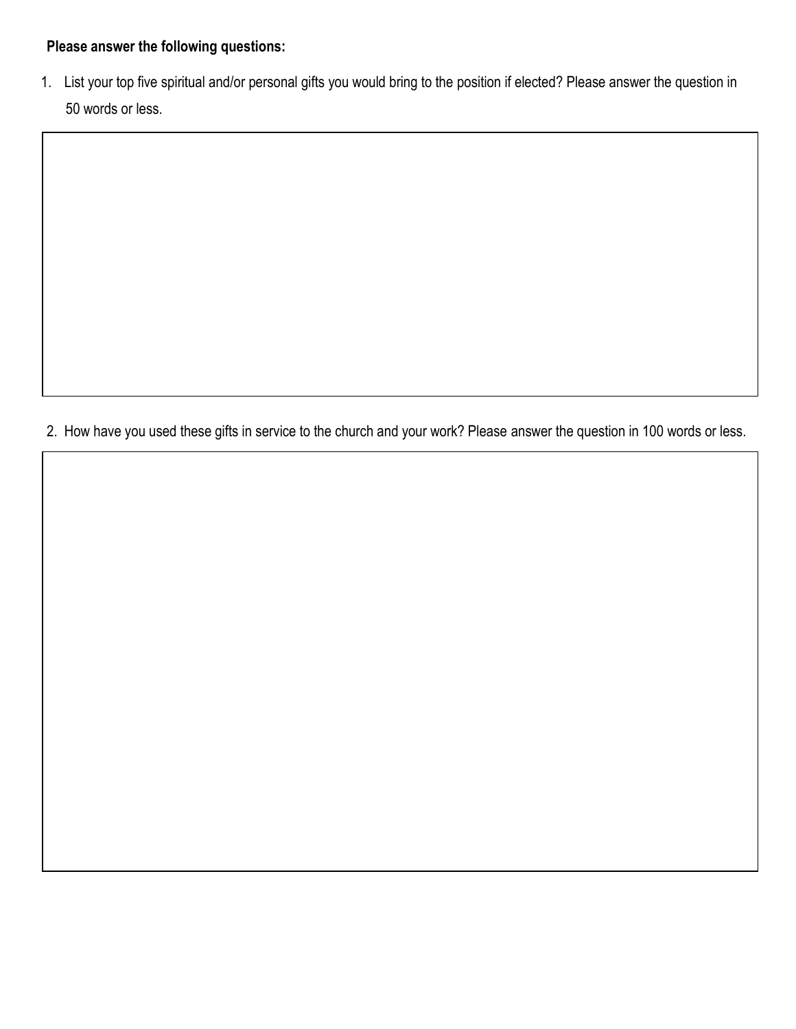**Please answer the following questions:**

1. List your top five spiritual and/or personal gifts you would bring to the position if elected? Please answer the question in 50 words or less.

2. How have you used these gifts in service to the church and your work? Please answer the question in 100 words or less.